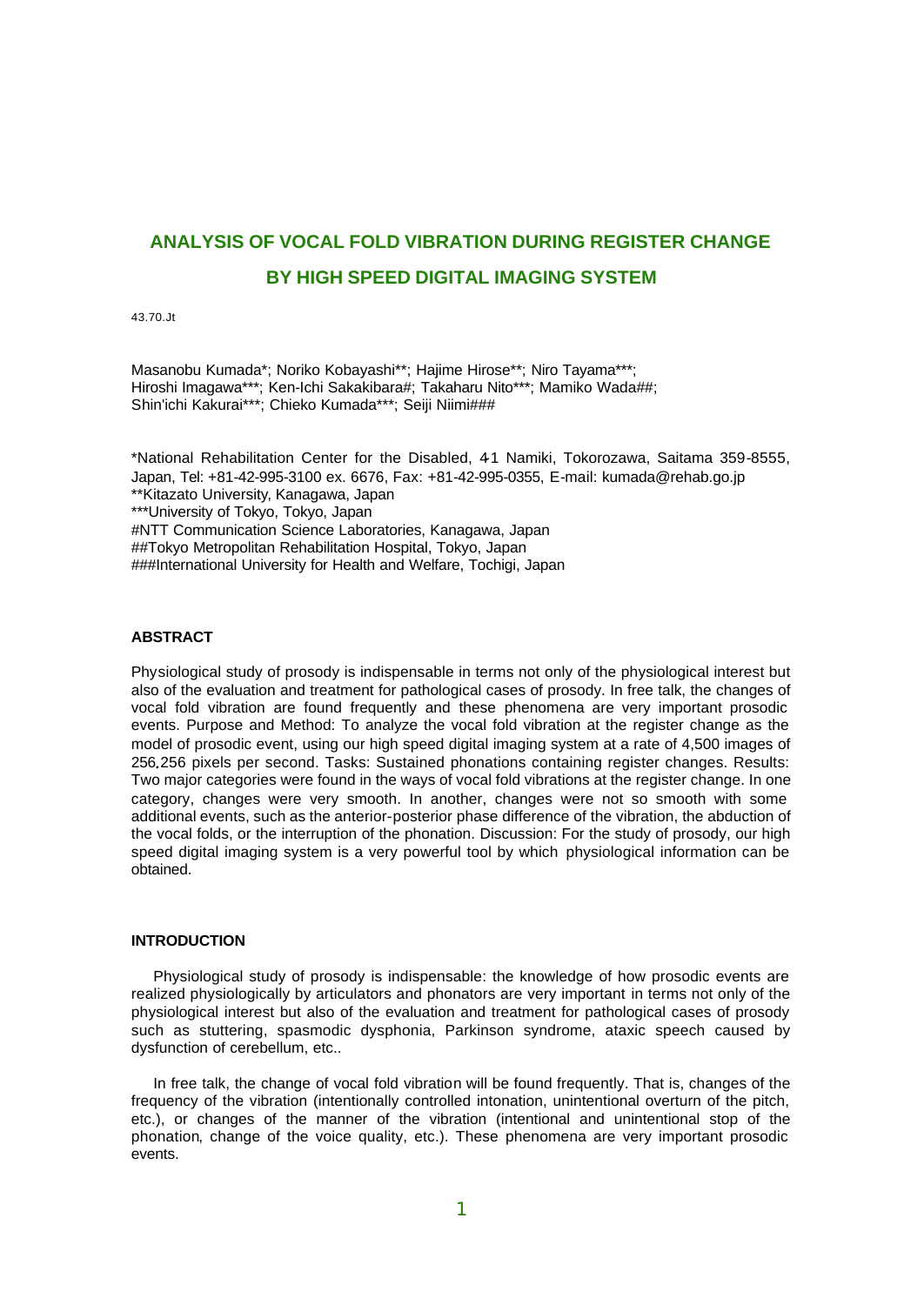# ANALYSIS OF VOCAL FOLD VIBRATION DURING REGISTER CHANGE BY HIGH SPEED DIGITAL IMAGING SYSTEM

43.70.Jt

Masanobu Kumada*; Noriko Kobayashi**; Hajime Hirose**; Niro Tayama***; Hiroshi Imagawa***; Ken-Ichi Sakakibara#; Takaharu Nito***; Mamiko Wada##; Shin'ichi Kakurai***; Chieko Kumada***; Seiji Niimi###

*National Rehabilitation Center for the Disabled, 4-1 Namiki, Tokorozawa, Saitama 359-8555, Japan, Tel: +81-42-995-3100 ex. 6676, Fax: +81-42-995-0355, E-mail: kumada@rehab.go.jp
**Kitazato University, Kanagawa, Japan
***University of Tokyo, Tokyo, Japan
#NTT Communication Science Laboratories, Kanagawa, Japan
##Tokyo Metropolitan Rehabilitation Hospital, Tokyo, Japan
###International University for Health and Welfare, Tochigi, Japan

## ABSTRACT

Physiological study of prosody is indispensable in terms not only of the physiological interest but also of the evaluation and treatment for pathological cases of prosody. In free talk, the changes of vocal fold vibration are found frequently and these phenomena are very important prosodic events. Purpose and Method: To analyze the vocal fold vibration at the register change as the model of prosodic event, using our high speed digital imaging system at a rate of 4,500 images of 256,256 pixels per second. Tasks: Sustained phonations containing register changes. Results: Two major categories were found in the ways of vocal fold vibrations at the register change. In one category, changes were very smooth. In another, changes were not so smooth with some additional events, such as the anterior-posterior phase difference of the vibration, the abduction of the vocal folds, or the interruption of the phonation. Discussion: For the study of prosody, our high speed digital imaging system is a very powerful tool by which physiological information can be obtained.

## INTRODUCTION

Physiological study of prosody is indispensable: the knowledge of how prosodic events are realized physiologically by articulators and phonators are very important in terms not only of the physiological interest but also of the evaluation and treatment for pathological cases of prosody such as stuttering, spasmodic dysphonia, Parkinson syndrome, ataxic speech caused by dysfunction of cerebellum, etc..

In free talk, the change of vocal fold vibration will be found frequently. That is, changes of the frequency of the vibration (intentionally controlled intonation, unintentional overturn of the pitch, etc.), or changes of the manner of the vibration (intentional and unintentional stop of the phonation, change of the voice quality, etc.). These phenomena are very important prosodic events.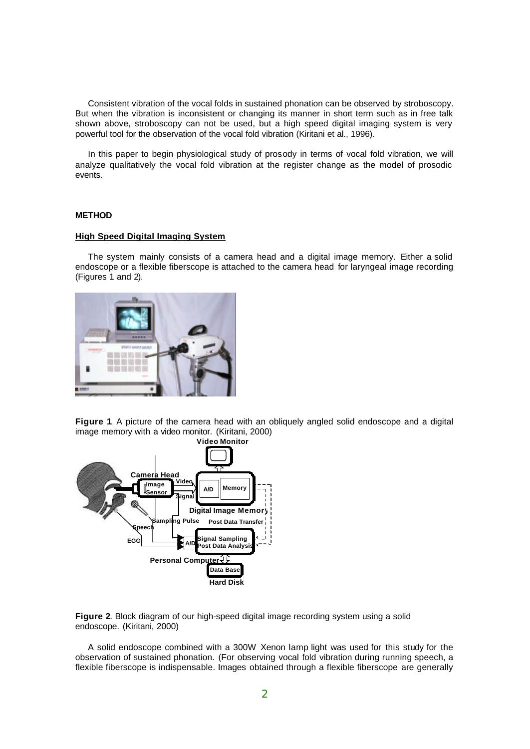Consistent vibration of the vocal folds in sustained phonation can be observed by stroboscopy. But when the vibration is inconsistent or changing its manner in short term such as in free talk shown above, stroboscopy can not be used, but a high speed digital imaging system is very powerful tool for the observation of the vocal fold vibration (Kiritani et al., 1996).

In this paper to begin physiological study of prosody in terms of vocal fold vibration, we will analyze qualitatively the vocal fold vibration at the register change as the model of prosodic events.

## METHOD

### High Speed Digital Imaging System

The system mainly consists of a camera head and a digital image memory. Either a solid endoscope or a flexible fiberscope is attached to the camera head for laryngeal image recording (Figures 1 and 2).

**Figure 1**. A picture of the camera head with an obliquely angled solid endoscope and a digital image memory with a video monitor. (Kiritani, 2000)

**Figure 2**. Block diagram of our high-speed digital image recording system using a solid endoscope. (Kiritani, 2000)

A solid endoscope combined with a 300W Xenon lamp light was used for this study for the observation of sustained phonation. (For observing vocal fold vibration during running speech, a flexible fiberscope is indispensable. Images obtained through a flexible fiberscope are generally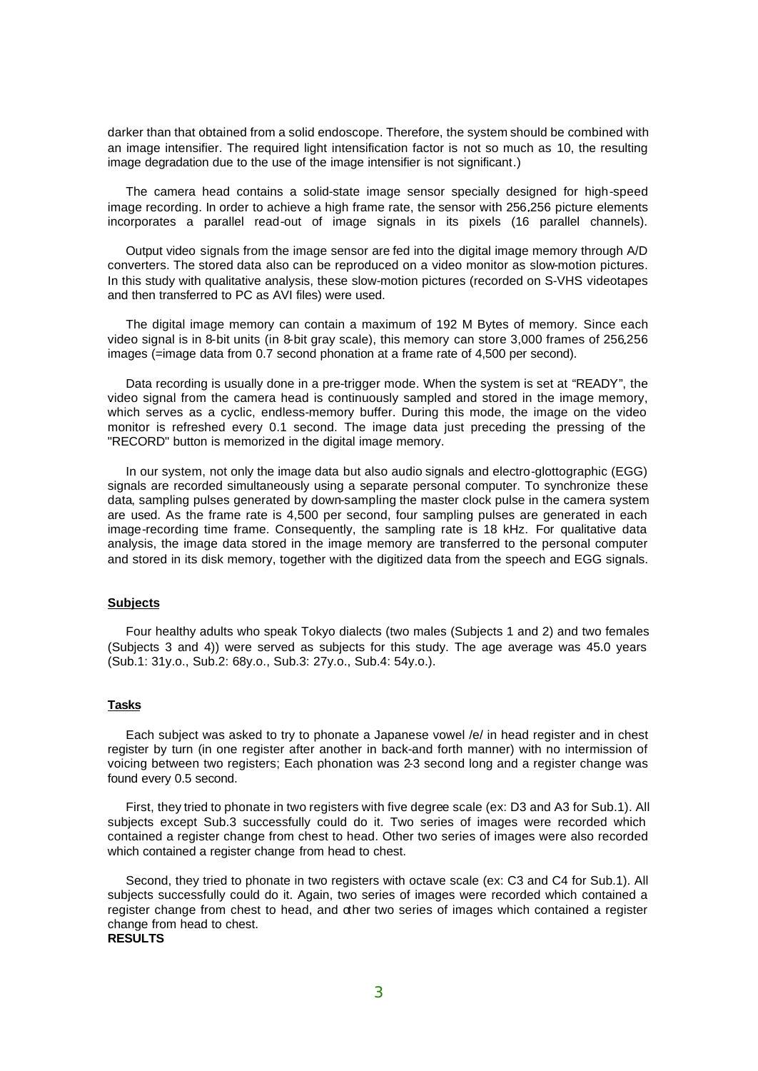darker than that obtained from a solid endoscope. Therefore, the system should be combined with an image intensifier. The required light intensification factor is not so much as 10, the resulting image degradation due to the use of the image intensifier is not significant.)

The camera head contains a solid-state image sensor specially designed for high-speed image recording. In order to achieve a high frame rate, the sensor with 256,256 picture elements incorporates a parallel read-out of image signals in its pixels (16 parallel channels).

Output video signals from the image sensor are fed into the digital image memory through A/D converters. The stored data also can be reproduced on a video monitor as slow-motion pictures. In this study with qualitative analysis, these slow-motion pictures (recorded on S-VHS videotapes and then transferred to PC as AVI files) were used.

The digital image memory can contain a maximum of 192 M Bytes of memory. Since each video signal is in 8-bit units (in 8-bit gray scale), this memory can store 3,000 frames of 256,256 images (=image data from 0.7 second phonation at a frame rate of 4,500 per second).

Data recording is usually done in a pre-trigger mode. When the system is set at "READY", the video signal from the camera head is continuously sampled and stored in the image memory, which serves as a cyclic, endless-memory buffer. During this mode, the image on the video monitor is refreshed every 0.1 second. The image data just preceding the pressing of the "RECORD" button is memorized in the digital image memory.

In our system, not only the image data but also audio signals and electro-glottographic (EGG) signals are recorded simultaneously using a separate personal computer. To synchronize these data, sampling pulses generated by down-sampling the master clock pulse in the camera system are used. As the frame rate is 4,500 per second, four sampling pulses are generated in each image-recording time frame. Consequently, the sampling rate is 18 kHz. For qualitative data analysis, the image data stored in the image memory are transferred to the personal computer and stored in its disk memory, together with the digitized data from the speech and EGG signals.

### Subjects

Four healthy adults who speak Tokyo dialects (two males (Subjects 1 and 2) and two females (Subjects 3 and 4)) were served as subjects for this study. The age average was 45.0 years (Sub.1: 31y.o., Sub.2: 68y.o., Sub.3: 27y.o., Sub.4: 54y.o.).

### Tasks

Each subject was asked to try to phonate a Japanese vowel /e/ in head register and in chest register by turn (in one register after another in back-and forth manner) with no intermission of voicing between two registers; Each phonation was 2-3 second long and a register change was found every 0.5 second.

First, they tried to phonate in two registers with five degree scale (ex: D3 and A3 for Sub.1). All subjects except Sub.3 successfully could do it. Two series of images were recorded which contained a register change from chest to head. Other two series of images were also recorded which contained a register change from head to chest.

Second, they tried to phonate in two registers with octave scale (ex: C3 and C4 for Sub.1). All subjects successfully could do it. Again, two series of images were recorded which contained a register change from chest to head, and other two series of images which contained a register change from head to chest.

## RESULTS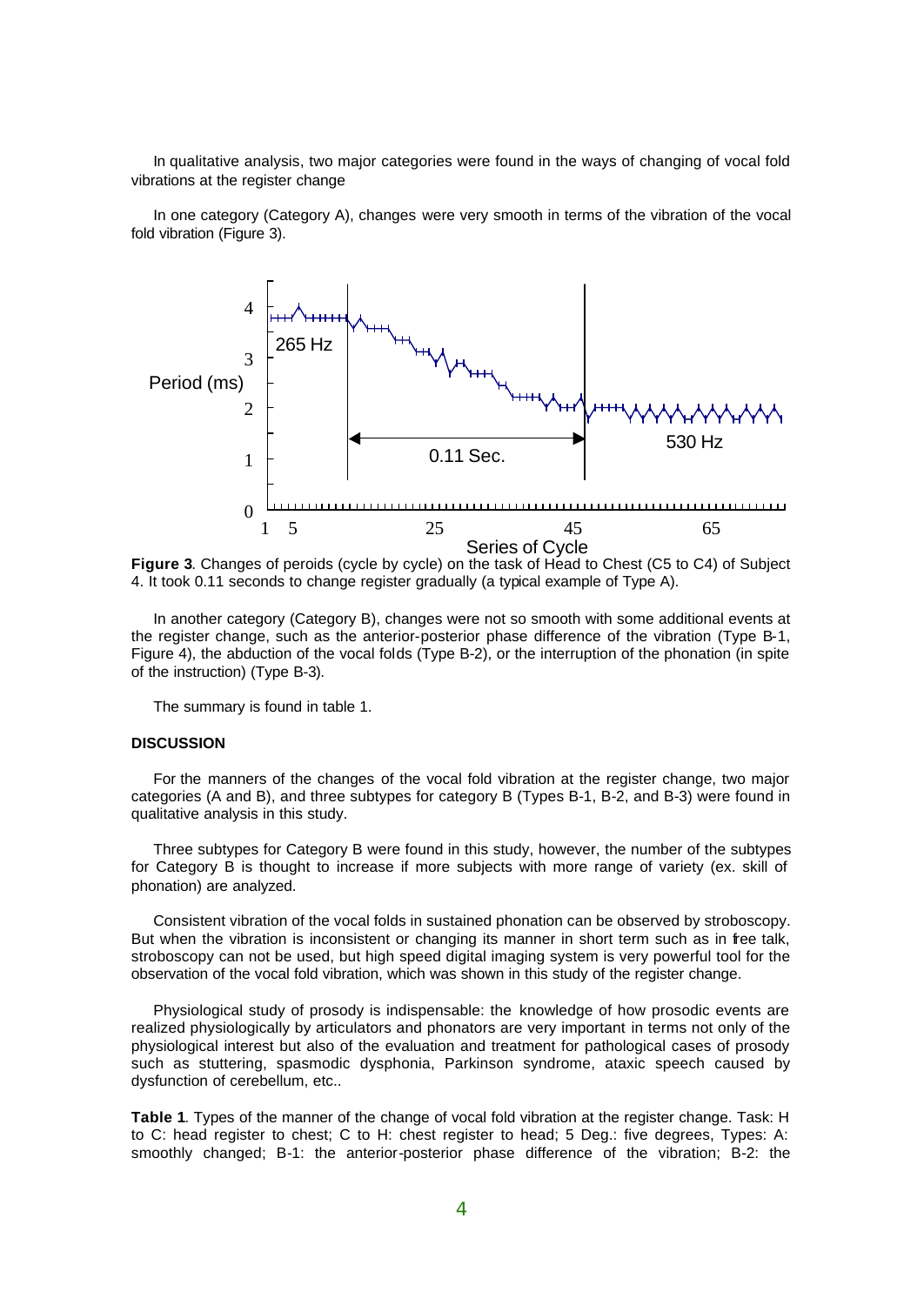In qualitative analysis, two major categories were found in the ways of changing of vocal fold vibrations at the register change

In one category (Category A), changes were very smooth in terms of the vibration of the vocal fold vibration (Figure 3).

**Figure 3**. Changes of peroids (cycle by cycle) on the task of Head to Chest (C5 to C4) of Subject 4. It took 0.11 seconds to change register gradually (a typical example of Type A).

In another category (Category B), changes were not so smooth with some additional events at the register change, such as the anterior-posterior phase difference of the vibration (Type B-1, Figure 4), the abduction of the vocal folds (Type B-2), or the interruption of the phonation (in spite of the instruction) (Type B-3).

The summary is found in table 1.

## DISCUSSION

For the manners of the changes of the vocal fold vibration at the register change, two major categories (A and B), and three subtypes for category B (Types B-1, B-2, and B-3) were found in qualitative analysis in this study.

Three subtypes for Category B were found in this study, however, the number of the subtypes for Category B is thought to increase if more subjects with more range of variety (ex. skill of phonation) are analyzed.

Consistent vibration of the vocal folds in sustained phonation can be observed by stroboscopy. But when the vibration is inconsistent or changing its manner in short term such as in free talk, stroboscopy can not be used, but high speed digital imaging system is very powerful tool for the observation of the vocal fold vibration, which was shown in this study of the register change.

Physiological study of prosody is indispensable: the knowledge of how prosodic events are realized physiologically by articulators and phonators are very important in terms not only of the physiological interest but also of the evaluation and treatment for pathological cases of prosody such as stuttering, spasmodic dysphonia, Parkinson syndrome, ataxic speech caused by dysfunction of cerebellum, etc..

**Table 1**. Types of the manner of the change of vocal fold vibration at the register change. Task: H to C: head register to chest; C to H: chest register to head; 5 Deg.: five degrees, Types: A: smoothly changed; B-1: the anterior-posterior phase difference of the vibration; B-2: the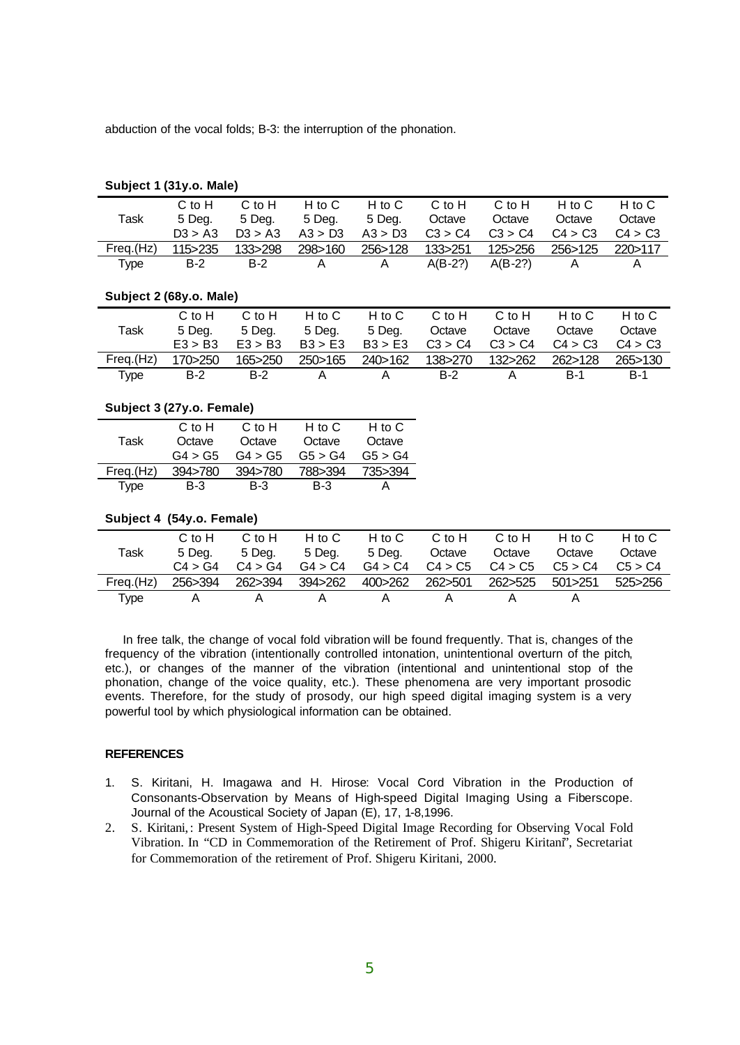abduction of the vocal folds; B-3: the interruption of the phonation.

**Subject 1 (31y.o. Male)**

| Task | C to H 5 Deg. D3 > A3 | C to H 5 Deg. D3 > A3 | H to C 5 Deg. A3 > D3 | H to C 5 Deg. A3 > D3 | C to H Octave C3 > C4 | C to H Octave C3 > C4 | H to C Octave C4 > C3 | H to C Octave C4 > C3 |
|---|---|---|---|---|---|---|---|---|
| Freq.(Hz) | 115>235 | 133>298 | 298>160 | 256>128 | 133>251 | 125>256 | 256>125 | 220>117 |
| Type | B-2 | B-2 | A | A | A(B-2?) | A(B-2?) | A | A |

**Subject 2 (68y.o. Male)**

| Task | C to H 5 Deg. E3 > B3 | C to H 5 Deg. E3 > B3 | H to C 5 Deg. B3 > E3 | H to C 5 Deg. B3 > E3 | C to H Octave C3 > C4 | C to H Octave C3 > C4 | H to C Octave C4 > C3 | H to C Octave C4 > C3 |
|---|---|---|---|---|---|---|---|---|
| Freq.(Hz) | 170>250 | 165>250 | 250>165 | 240>162 | 138>270 | 132>262 | 262>128 | 265>130 |
| Type | B-2 | B-2 | A | A | B-2 | A | B-1 | B-1 |

**Subject 3 (27y.o. Female)**

| Task | C to H Octave G4 > G5 | C to H Octave G4 > G5 | H to C Octave G5 > G4 | H to C Octave G5 > G4 |
|---|---|---|---|---|
| Freq.(Hz) | 394>780 | 394>780 | 788>394 | 735>394 |
| Type | B-3 | B-3 | B-3 | A |

**Subject 4 (54y.o. Female)**

| Task | C to H 5 Deg. C4 > G4 | C to H 5 Deg. C4 > G4 | H to C 5 Deg. G4 > C4 | H to C 5 Deg. G4 > C4 | C to H Octave C4 > C5 | C to H Octave C4 > C5 | H to C Octave C5 > C4 | H to C Octave C5 > C4 |
|---|---|---|---|---|---|---|---|---|
| Freq.(Hz) | 256>394 | 262>394 | 394>262 | 400>262 | 262>501 | 262>525 | 501>251 | 525>256 |
| Type | A | A | A | A | A | A | A | |

In free talk, the change of vocal fold vibration will be found frequently. That is, changes of the frequency of the vibration (intentionally controlled intonation, unintentional overturn of the pitch, etc.), or changes of the manner of the vibration (intentional and unintentional stop of the phonation, change of the voice quality, etc.). These phenomena are very important prosodic events. Therefore, for the study of prosody, our high speed digital imaging system is a very powerful tool by which physiological information can be obtained.

**REFERENCES**

1. S. Kiritani, H. Imagawa and H. Hirose: Vocal Cord Vibration in the Production of Consonants-Observation by Means of High-speed Digital Imaging Using a Fiberscope. Journal of the Acoustical Society of Japan (E), 17, 1-8,1996.
2. S. Kiritani, : Present System of High-Speed Digital Image Recording for Observing Vocal Fold Vibration. In "CD in Commemoration of the Retirement of Prof. Shigeru Kiritani", Secretariat for Commemoration of the retirement of Prof. Shigeru Kiritani, 2000.